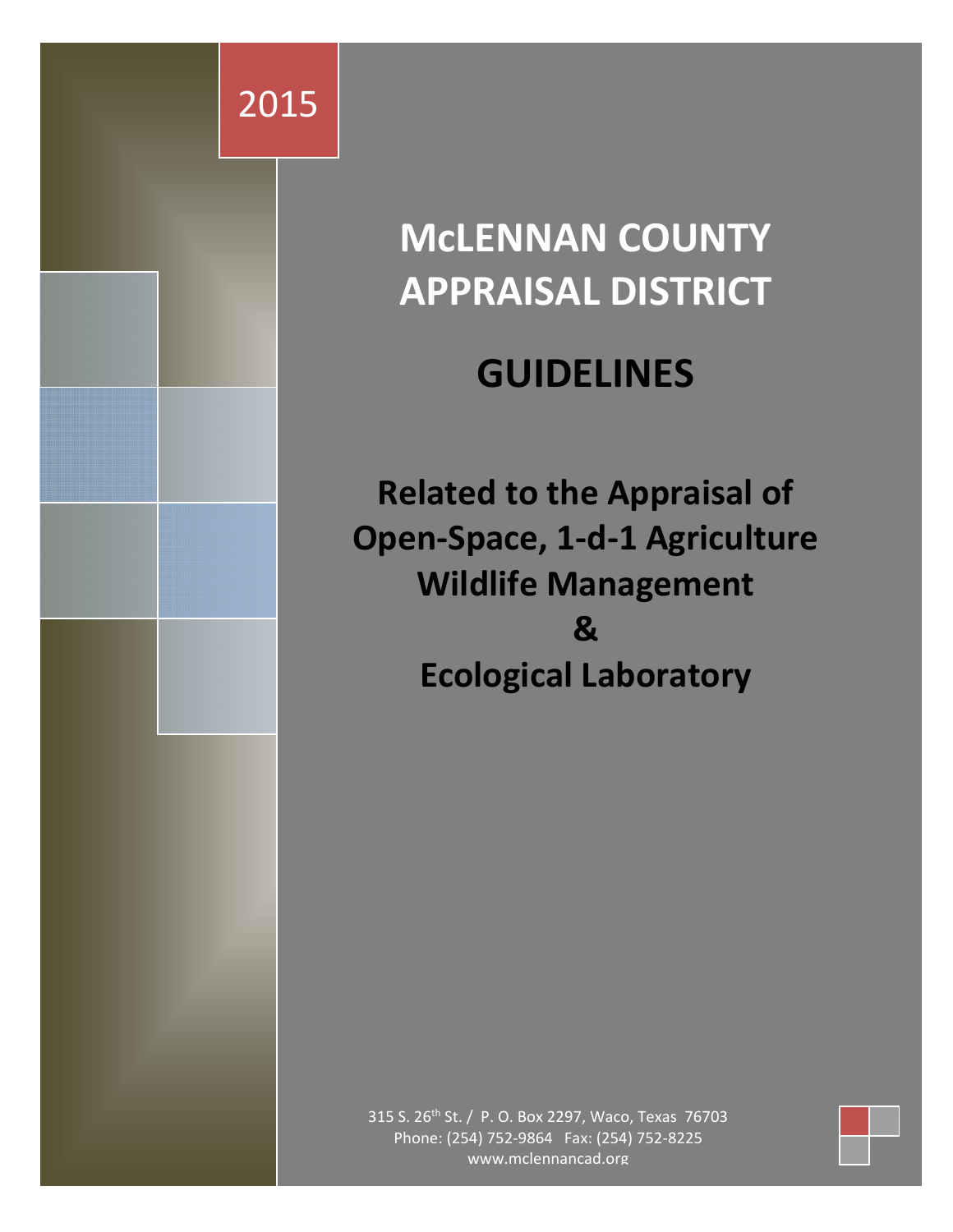2015

# McLENNAN COUNTY APPRAISAL DISTRICT

# GUIDELINES

## Related to the Appraisal of Open-Space, 1-d-1 Agriculture Wildlife Management & Ecological Laboratory

315 S. 26th St. / P. O. Box 2297, Waco, Texas 76703
Phone: (254) 752-9864 Fax: (254) 752-8225
www.mclennancad.org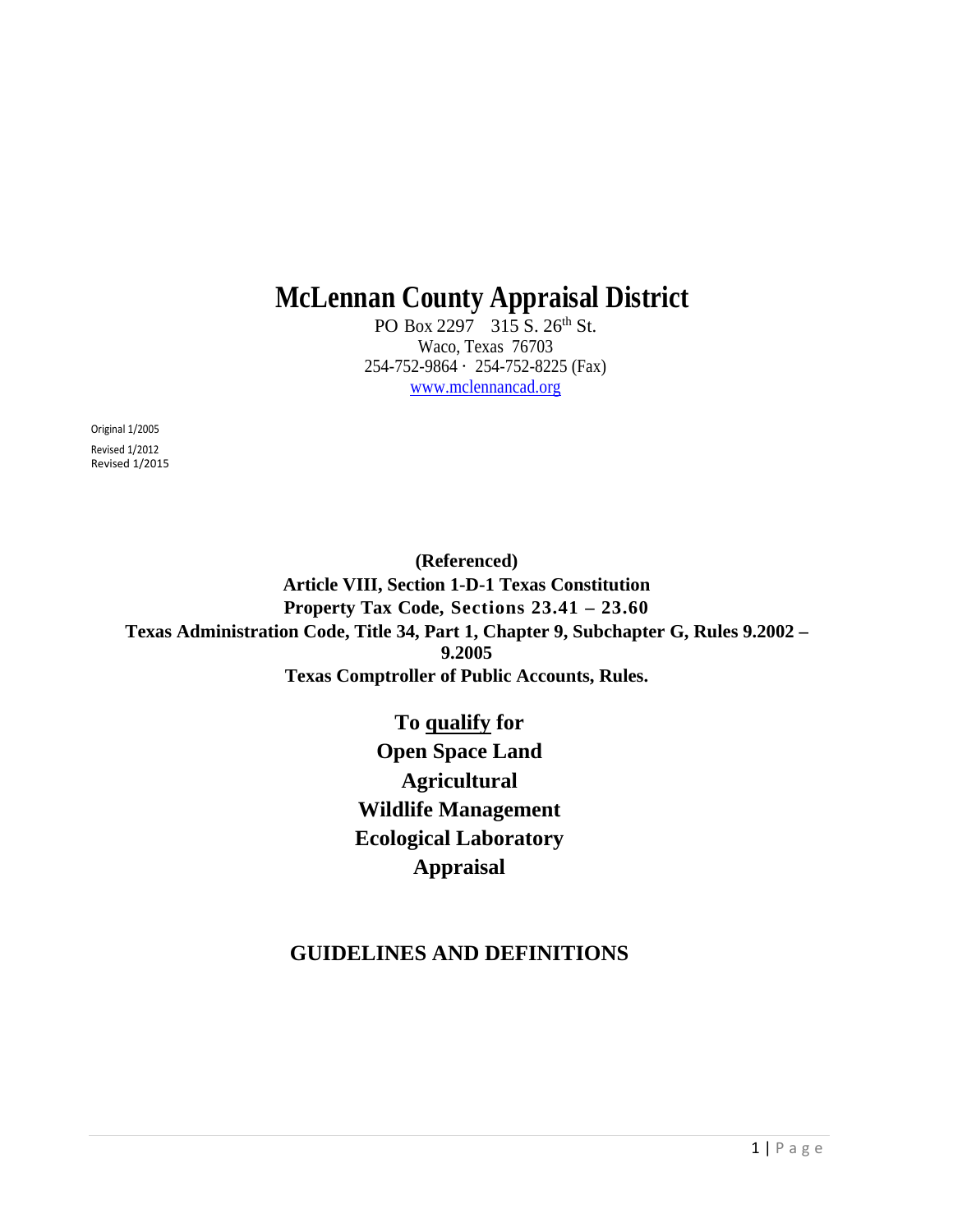# McLennan County Appraisal District

PO Box 2297 315 S. 26th St.
Waco, Texas 76703
254-752-9864 · 254-752-8225 (Fax)
www.mclennancad.org

Original 1/2005
Revised 1/2012
Revised 1/2015

**(Referenced)**
**Article VIII, Section 1-D-1 Texas Constitution**
**Property Tax Code, Sections 23.41 – 23.60**
**Texas Administration Code, Title 34, Part 1, Chapter 9, Subchapter G, Rules 9.2002 – 9.2005**
**Texas Comptroller of Public Accounts, Rules.**

**To qualify for**
**Open Space Land**
**Agricultural**
**Wildlife Management**
**Ecological Laboratory**
**Appraisal**

## GUIDELINES AND DEFINITIONS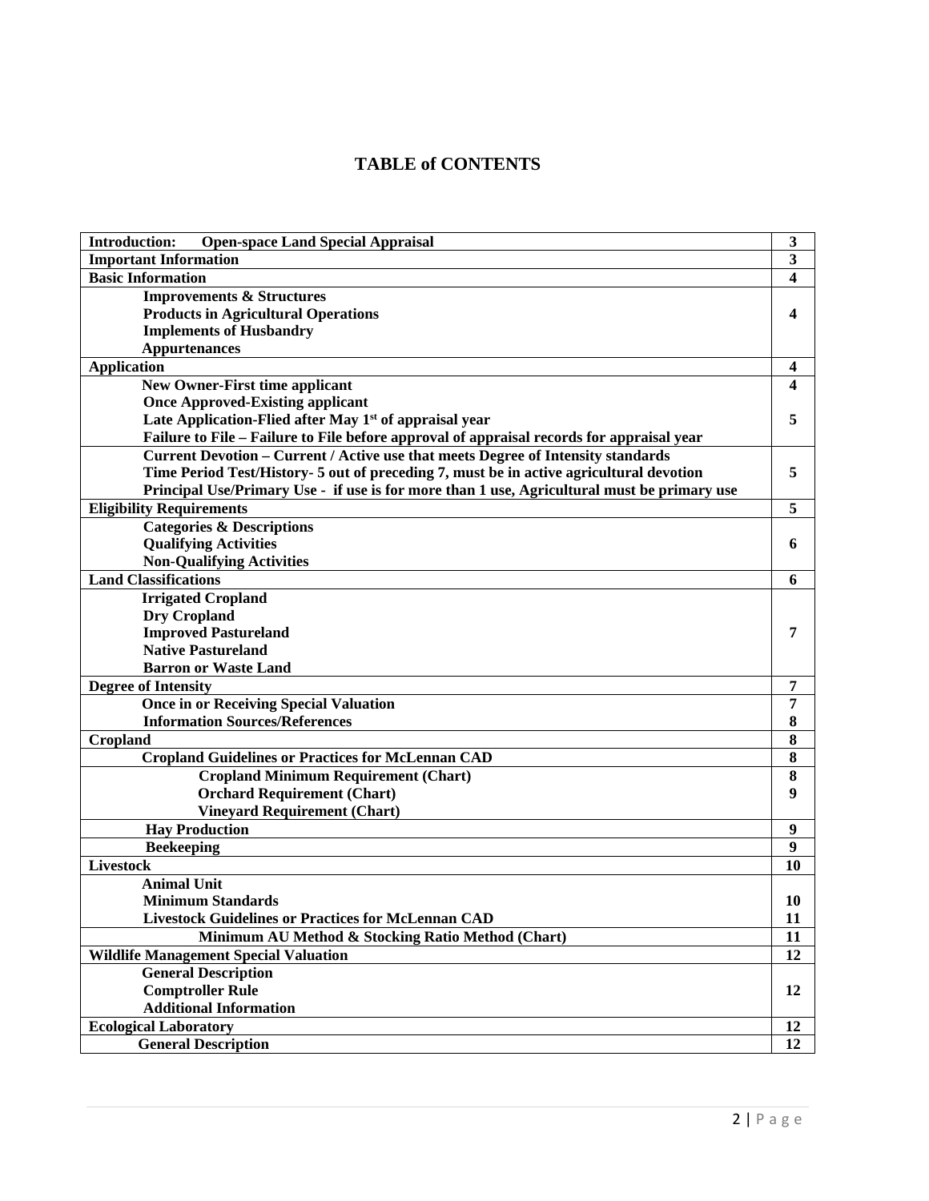# TABLE of CONTENTS

| Section | Page |
|---|---|
| **Introduction: Open-space Land Special Appraisal** | **3** |
| **Important Information** | **3** |
| **Basic Information** | **4** |
| **Improvements & Structures**<br>**Products in Agricultural Operations**<br>**Implements of Husbandry**<br>**Appurtenances** | **4** |
| **Application** | **4** |
| **New Owner-First time applicant** | **4** |
| **Once Approved-Existing applicant**<br>**Late Application-Flied after May 1st of appraisal year**<br>**Failure to File – Failure to File before approval of appraisal records for appraisal year** | **5** |
| **Current Devotion – Current / Active use that meets Degree of Intensity standards**<br>**Time Period Test/History- 5 out of preceding 7, must be in active agricultural devotion**<br>**Principal Use/Primary Use - if use is for more than 1 use, Agricultural must be primary use** | **5** |
| **Eligibility Requirements** | **5** |
| **Categories & Descriptions**<br>**Qualifying Activities**<br>**Non-Qualifying Activities** | **6** |
| **Land Classifications** | **6** |
| **Irrigated Cropland**<br>**Dry Cropland**<br>**Improved Pastureland**<br>**Native Pastureland**<br>**Barron or Waste Land** | **7** |
| **Degree of Intensity** | **7** |
| **Once in or Receiving Special Valuation** | **7** |
| **Information Sources/References** | **8** |
| **Cropland** | **8** |
| **Cropland Guidelines or Practices for McLennan CAD** | **8** |
| **Cropland Minimum Requirement (Chart)** | **8** |
| **Orchard Requirement (Chart)**<br>**Vineyard Requirement (Chart)** | **9** |
| **Hay Production** | **9** |
| **Beekeeping** | **9** |
| **Livestock** | **10** |
| **Animal Unit**<br>**Minimum Standards**<br>**Livestock Guidelines or Practices for McLennan CAD** | **10**<br>**11** |
| **Minimum AU Method & Stocking Ratio Method (Chart)** | **11** |
| **Wildlife Management Special Valuation** | **12** |
| **General Description**<br>**Comptroller Rule**<br>**Additional Information** | **12** |
| **Ecological Laboratory** | **12** |
| **General Description** | **12** |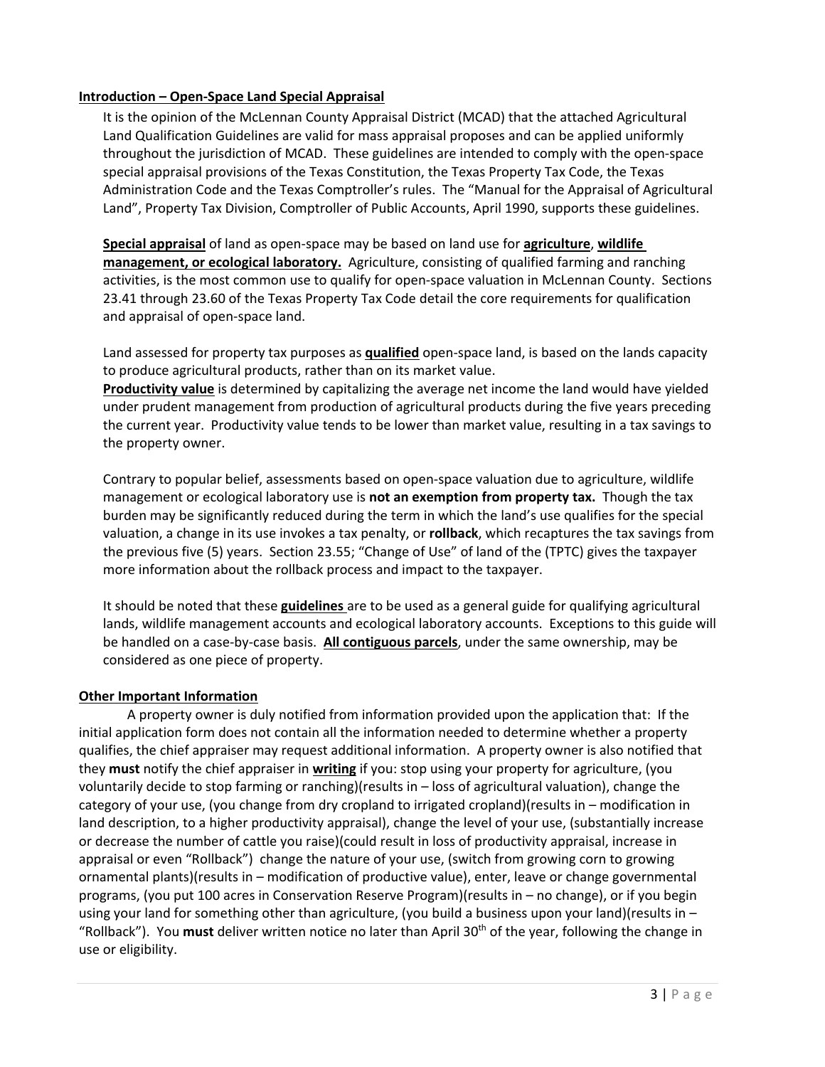**Introduction – Open-Space Land Special Appraisal**

It is the opinion of the McLennan County Appraisal District (MCAD) that the attached Agricultural Land Qualification Guidelines are valid for mass appraisal proposes and can be applied uniformly throughout the jurisdiction of MCAD. These guidelines are intended to comply with the open-space special appraisal provisions of the Texas Constitution, the Texas Property Tax Code, the Texas Administration Code and the Texas Comptroller's rules. The "Manual for the Appraisal of Agricultural Land", Property Tax Division, Comptroller of Public Accounts, April 1990, supports these guidelines.

**Special appraisal** of land as open-space may be based on land use for **agriculture**, **wildlife management, or ecological laboratory.** Agriculture, consisting of qualified farming and ranching activities, is the most common use to qualify for open-space valuation in McLennan County. Sections 23.41 through 23.60 of the Texas Property Tax Code detail the core requirements for qualification and appraisal of open-space land.

Land assessed for property tax purposes as **qualified** open-space land, is based on the lands capacity to produce agricultural products, rather than on its market value.
**Productivity value** is determined by capitalizing the average net income the land would have yielded under prudent management from production of agricultural products during the five years preceding the current year. Productivity value tends to be lower than market value, resulting in a tax savings to the property owner.

Contrary to popular belief, assessments based on open-space valuation due to agriculture, wildlife management or ecological laboratory use is **not an exemption from property tax.** Though the tax burden may be significantly reduced during the term in which the land's use qualifies for the special valuation, a change in its use invokes a tax penalty, or **rollback**, which recaptures the tax savings from the previous five (5) years. Section 23.55; "Change of Use" of land of the (TPTC) gives the taxpayer more information about the rollback process and impact to the taxpayer.

It should be noted that these **guidelines** are to be used as a general guide for qualifying agricultural lands, wildlife management accounts and ecological laboratory accounts. Exceptions to this guide will be handled on a case-by-case basis. **All contiguous parcels**, under the same ownership, may be considered as one piece of property.

**Other Important Information**

A property owner is duly notified from information provided upon the application that: If the initial application form does not contain all the information needed to determine whether a property qualifies, the chief appraiser may request additional information. A property owner is also notified that they **must** notify the chief appraiser in **writing** if you: stop using your property for agriculture, (you voluntarily decide to stop farming or ranching)(results in – loss of agricultural valuation), change the category of your use, (you change from dry cropland to irrigated cropland)(results in – modification in land description, to a higher productivity appraisal), change the level of your use, (substantially increase or decrease the number of cattle you raise)(could result in loss of productivity appraisal, increase in appraisal or even "Rollback") change the nature of your use, (switch from growing corn to growing ornamental plants)(results in – modification of productive value), enter, leave or change governmental programs, (you put 100 acres in Conservation Reserve Program)(results in – no change), or if you begin using your land for something other than agriculture, (you build a business upon your land)(results in – "Rollback"). You **must** deliver written notice no later than April 30th of the year, following the change in use or eligibility.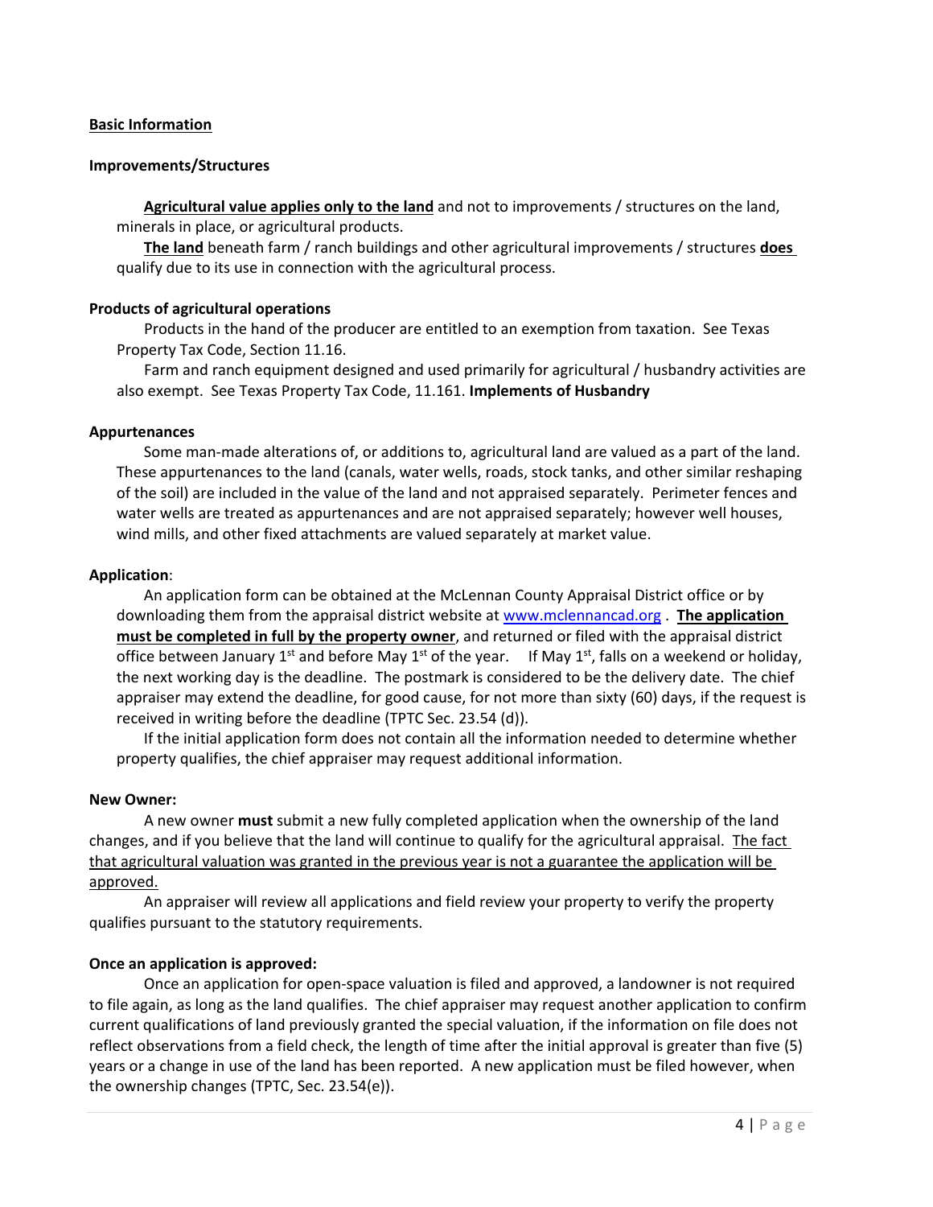**<u>Basic Information</u>**

**Improvements/Structures**

**<u>Agricultural value applies only to the land</u>** and not to improvements / structures on the land, minerals in place, or agricultural products.

**<u>The land</u>** beneath farm / ranch buildings and other agricultural improvements / structures **<u>does</u>** qualify due to its use in connection with the agricultural process.

**Products of agricultural operations**

Products in the hand of the producer are entitled to an exemption from taxation. See Texas Property Tax Code, Section 11.16.

Farm and ranch equipment designed and used primarily for agricultural / husbandry activities are also exempt. See Texas Property Tax Code, 11.161. **Implements of Husbandry**

**Appurtenances**

Some man-made alterations of, or additions to, agricultural land are valued as a part of the land. These appurtenances to the land (canals, water wells, roads, stock tanks, and other similar reshaping of the soil) are included in the value of the land and not appraised separately. Perimeter fences and water wells are treated as appurtenances and are not appraised separately; however well houses, wind mills, and other fixed attachments are valued separately at market value.

**Application**:

An application form can be obtained at the McLennan County Appraisal District office or by downloading them from the appraisal district website at [www.mclennancad.org](http://www.mclennancad.org) . **<u>The application must be completed in full by the property owner</u>**, and returned or filed with the appraisal district office between January 1st and before May 1st of the year. If May 1st, falls on a weekend or holiday, the next working day is the deadline. The postmark is considered to be the delivery date. The chief appraiser may extend the deadline, for good cause, for not more than sixty (60) days, if the request is received in writing before the deadline (TPTC Sec. 23.54 (d)).

If the initial application form does not contain all the information needed to determine whether property qualifies, the chief appraiser may request additional information.

**New Owner:**

A new owner **must** submit a new fully completed application when the ownership of the land changes, and if you believe that the land will continue to qualify for the agricultural appraisal. <u>The fact that agricultural valuation was granted in the previous year is not a guarantee the application will be approved.</u>

An appraiser will review all applications and field review your property to verify the property qualifies pursuant to the statutory requirements.

**Once an application is approved:**

Once an application for open-space valuation is filed and approved, a landowner is not required to file again, as long as the land qualifies. The chief appraiser may request another application to confirm current qualifications of land previously granted the special valuation, if the information on file does not reflect observations from a field check, the length of time after the initial approval is greater than five (5) years or a change in use of the land has been reported. A new application must be filed however, when the ownership changes (TPTC, Sec. 23.54(e)).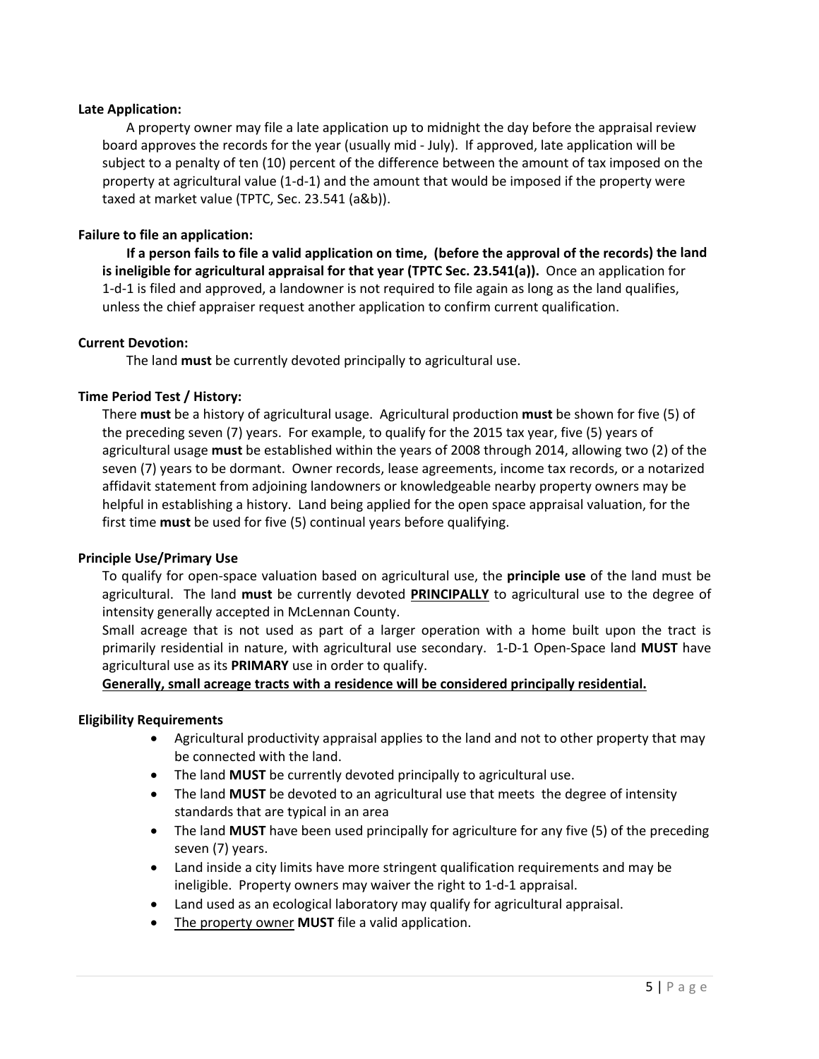**Late Application:**

A property owner may file a late application up to midnight the day before the appraisal review board approves the records for the year (usually mid - July). If approved, late application will be subject to a penalty of ten (10) percent of the difference between the amount of tax imposed on the property at agricultural value (1-d-1) and the amount that would be imposed if the property were taxed at market value (TPTC, Sec. 23.541 (a&b)).

**Failure to file an application:**

**If a person fails to file a valid application on time, (before the approval of the records) the land is ineligible for agricultural appraisal for that year (TPTC Sec. 23.541(a)).** Once an application for 1-d-1 is filed and approved, a landowner is not required to file again as long as the land qualifies, unless the chief appraiser request another application to confirm current qualification.

**Current Devotion:**

The land **must** be currently devoted principally to agricultural use.

**Time Period Test / History:**

There **must** be a history of agricultural usage. Agricultural production **must** be shown for five (5) of the preceding seven (7) years. For example, to qualify for the 2015 tax year, five (5) years of agricultural usage **must** be established within the years of 2008 through 2014, allowing two (2) of the seven (7) years to be dormant. Owner records, lease agreements, income tax records, or a notarized affidavit statement from adjoining landowners or knowledgeable nearby property owners may be helpful in establishing a history. Land being applied for the open space appraisal valuation, for the first time **must** be used for five (5) continual years before qualifying.

**Principle Use/Primary Use**

To qualify for open-space valuation based on agricultural use, the **principle use** of the land must be agricultural. The land **must** be currently devoted **PRINCIPALLY** to agricultural use to the degree of intensity generally accepted in McLennan County.

Small acreage that is not used as part of a larger operation with a home built upon the tract is primarily residential in nature, with agricultural use secondary. 1-D-1 Open-Space land **MUST** have agricultural use as its **PRIMARY** use in order to qualify.

**Generally, small acreage tracts with a residence will be considered principally residential.**

**Eligibility Requirements**

- Agricultural productivity appraisal applies to the land and not to other property that may be connected with the land.
- The land **MUST** be currently devoted principally to agricultural use.
- The land **MUST** be devoted to an agricultural use that meets the degree of intensity standards that are typical in an area
- The land **MUST** have been used principally for agriculture for any five (5) of the preceding seven (7) years.
- Land inside a city limits have more stringent qualification requirements and may be ineligible. Property owners may waiver the right to 1-d-1 appraisal.
- Land used as an ecological laboratory may qualify for agricultural appraisal.
- The property owner **MUST** file a valid application.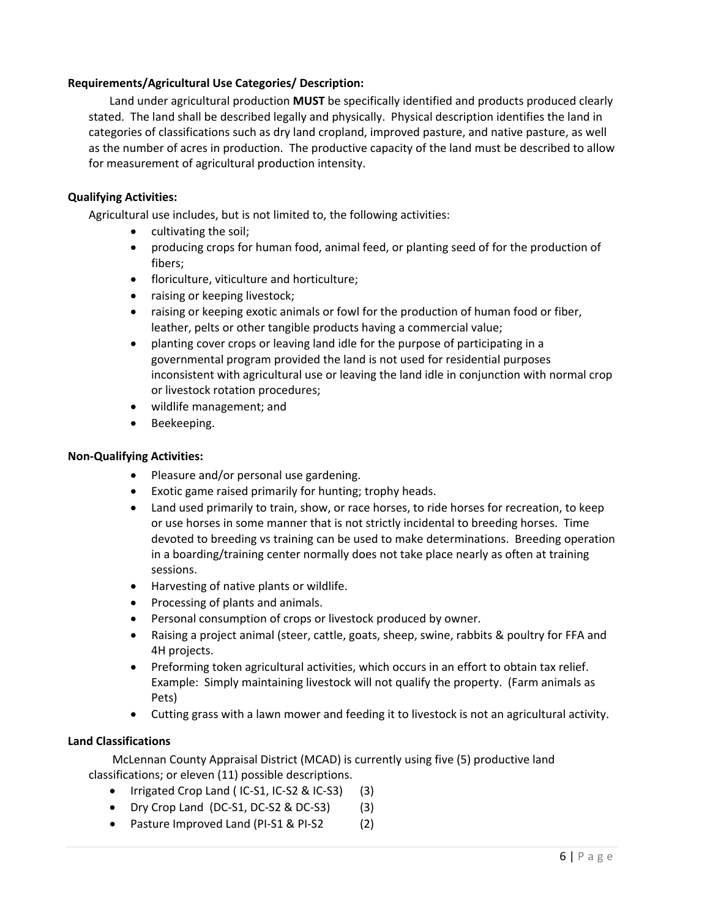**Requirements/Agricultural Use Categories/ Description:**

Land under agricultural production **MUST** be specifically identified and products produced clearly stated. The land shall be described legally and physically. Physical description identifies the land in categories of classifications such as dry land cropland, improved pasture, and native pasture, as well as the number of acres in production. The productive capacity of the land must be described to allow for measurement of agricultural production intensity.

**Qualifying Activities:**

Agricultural use includes, but is not limited to, the following activities:

- cultivating the soil;
- producing crops for human food, animal feed, or planting seed of for the production of fibers;
- floriculture, viticulture and horticulture;
- raising or keeping livestock;
- raising or keeping exotic animals or fowl for the production of human food or fiber, leather, pelts or other tangible products having a commercial value;
- planting cover crops or leaving land idle for the purpose of participating in a governmental program provided the land is not used for residential purposes inconsistent with agricultural use or leaving the land idle in conjunction with normal crop or livestock rotation procedures;
- wildlife management; and
- Beekeeping.

**Non-Qualifying Activities:**

- Pleasure and/or personal use gardening.
- Exotic game raised primarily for hunting; trophy heads.
- Land used primarily to train, show, or race horses, to ride horses for recreation, to keep or use horses in some manner that is not strictly incidental to breeding horses. Time devoted to breeding vs training can be used to make determinations. Breeding operation in a boarding/training center normally does not take place nearly as often at training sessions.
- Harvesting of native plants or wildlife.
- Processing of plants and animals.
- Personal consumption of crops or livestock produced by owner.
- Raising a project animal (steer, cattle, goats, sheep, swine, rabbits & poultry for FFA and 4H projects.
- Preforming token agricultural activities, which occurs in an effort to obtain tax relief. Example: Simply maintaining livestock will not qualify the property. (Farm animals as Pets)
- Cutting grass with a lawn mower and feeding it to livestock is not an agricultural activity.

**Land Classifications**

McLennan County Appraisal District (MCAD) is currently using five (5) productive land classifications; or eleven (11) possible descriptions.

- Irrigated Crop Land ( IC-S1, IC-S2 & IC-S3) (3)
- Dry Crop Land (DC-S1, DC-S2 & DC-S3) (3)
- Pasture Improved Land (PI-S1 & PI-S2 (2)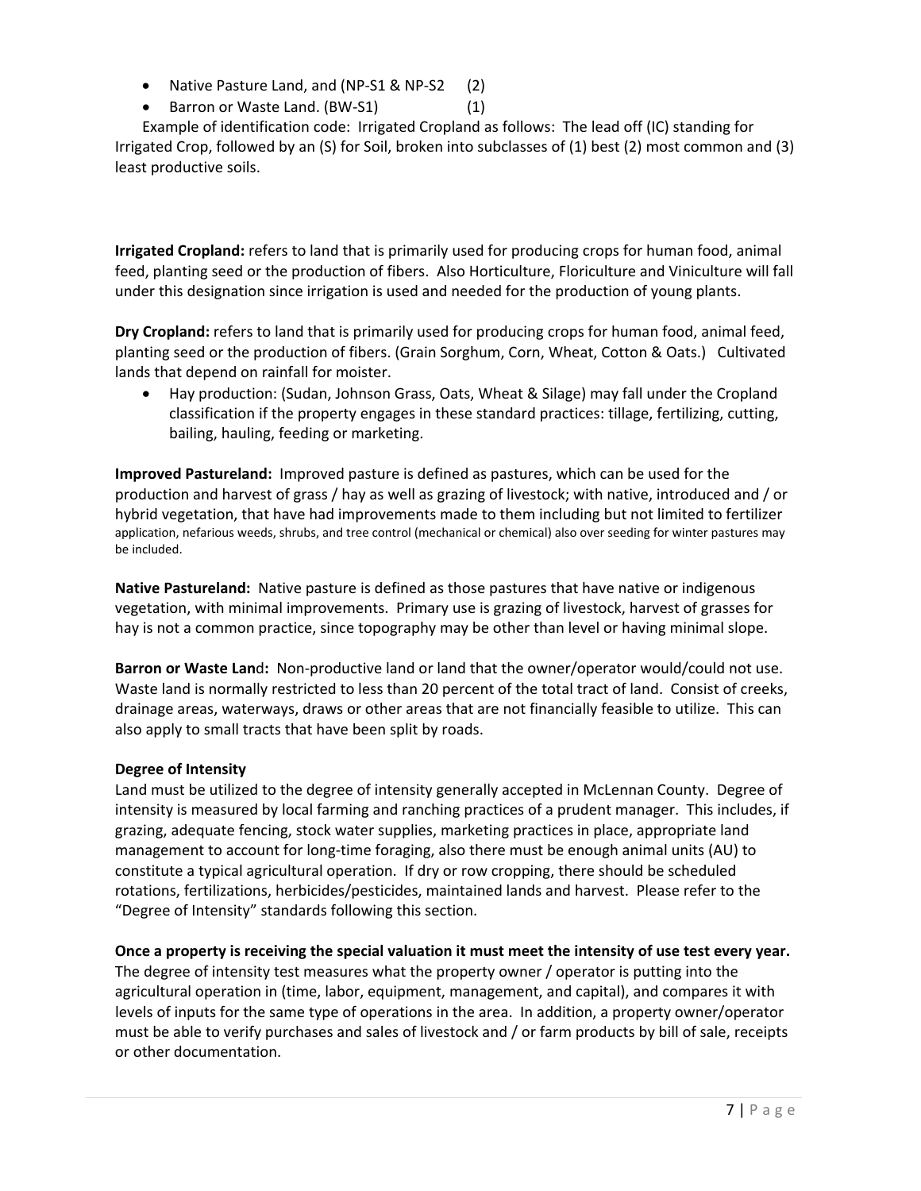- Native Pasture Land, and (NP-S1 & NP-S2 (2)
- Barron or Waste Land. (BW-S1) (1)

Example of identification code: Irrigated Cropland as follows: The lead off (IC) standing for Irrigated Crop, followed by an (S) for Soil, broken into subclasses of (1) best (2) most common and (3) least productive soils.

**Irrigated Cropland:** refers to land that is primarily used for producing crops for human food, animal feed, planting seed or the production of fibers. Also Horticulture, Floriculture and Viniculture will fall under this designation since irrigation is used and needed for the production of young plants.

**Dry Cropland:** refers to land that is primarily used for producing crops for human food, animal feed, planting seed or the production of fibers. (Grain Sorghum, Corn, Wheat, Cotton & Oats.) Cultivated lands that depend on rainfall for moister.

- Hay production: (Sudan, Johnson Grass, Oats, Wheat & Silage) may fall under the Cropland classification if the property engages in these standard practices: tillage, fertilizing, cutting, bailing, hauling, feeding or marketing.

**Improved Pastureland:** Improved pasture is defined as pastures, which can be used for the production and harvest of grass / hay as well as grazing of livestock; with native, introduced and / or hybrid vegetation, that have had improvements made to them including but not limited to fertilizer application, nefarious weeds, shrubs, and tree control (mechanical or chemical) also over seeding for winter pastures may be included.

**Native Pastureland:** Native pasture is defined as those pastures that have native or indigenous vegetation, with minimal improvements. Primary use is grazing of livestock, harvest of grasses for hay is not a common practice, since topography may be other than level or having minimal slope.

**Barron or Waste Land:** Non-productive land or land that the owner/operator would/could not use. Waste land is normally restricted to less than 20 percent of the total tract of land. Consist of creeks, drainage areas, waterways, draws or other areas that are not financially feasible to utilize. This can also apply to small tracts that have been split by roads.

**Degree of Intensity**

Land must be utilized to the degree of intensity generally accepted in McLennan County. Degree of intensity is measured by local farming and ranching practices of a prudent manager. This includes, if grazing, adequate fencing, stock water supplies, marketing practices in place, appropriate land management to account for long-time foraging, also there must be enough animal units (AU) to constitute a typical agricultural operation. If dry or row cropping, there should be scheduled rotations, fertilizations, herbicides/pesticides, maintained lands and harvest. Please refer to the "Degree of Intensity" standards following this section.

**Once a property is receiving the special valuation it must meet the intensity of use test every year.** The degree of intensity test measures what the property owner / operator is putting into the agricultural operation in (time, labor, equipment, management, and capital), and compares it with levels of inputs for the same type of operations in the area. In addition, a property owner/operator must be able to verify purchases and sales of livestock and / or farm products by bill of sale, receipts or other documentation.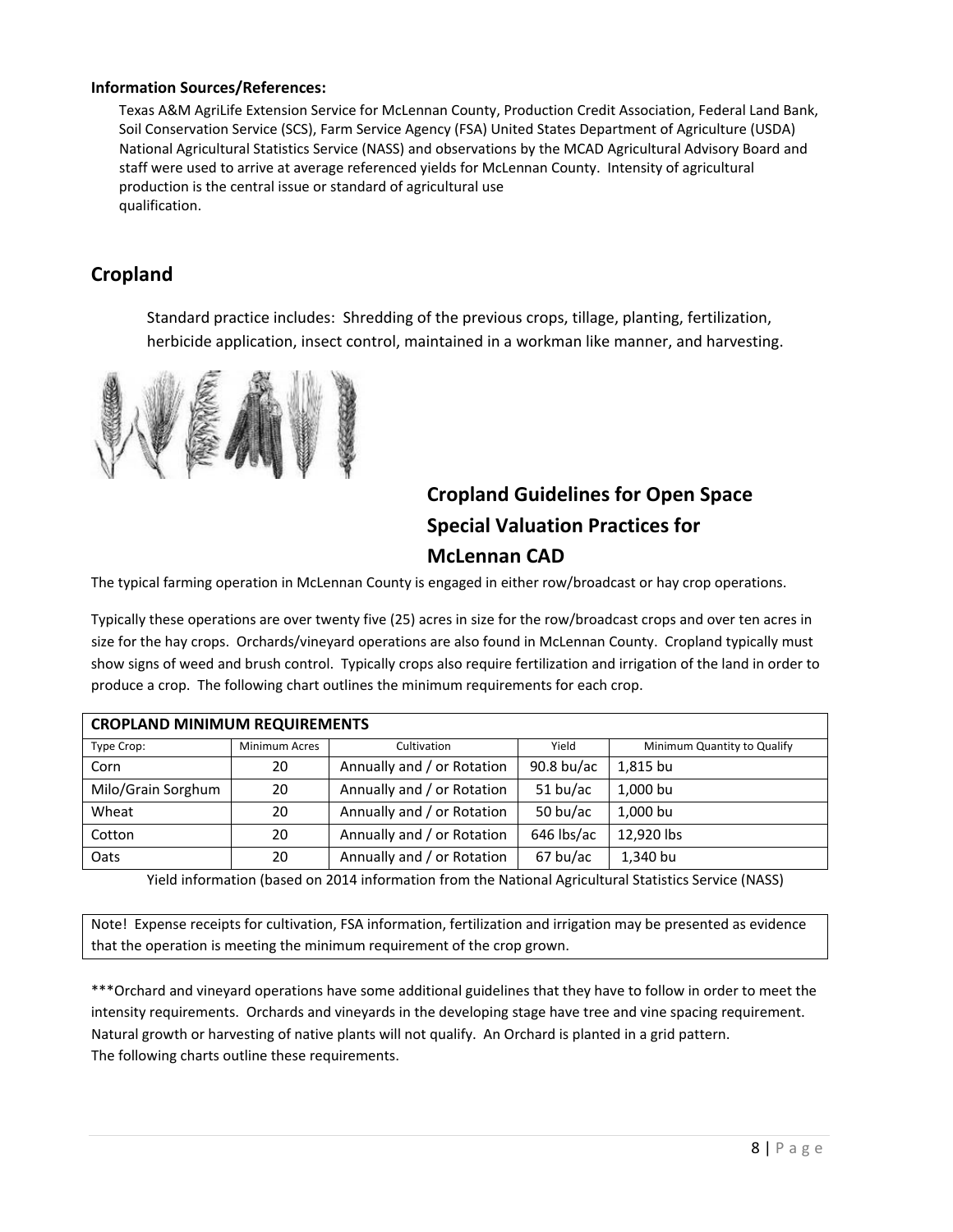**Information Sources/References:**

Texas A&M AgriLife Extension Service for McLennan County, Production Credit Association, Federal Land Bank, Soil Conservation Service (SCS), Farm Service Agency (FSA) United States Department of Agriculture (USDA) National Agricultural Statistics Service (NASS) and observations by the MCAD Agricultural Advisory Board and staff were used to arrive at average referenced yields for McLennan County. Intensity of agricultural production is the central issue or standard of agricultural use qualification.

## Cropland

Standard practice includes: Shredding of the previous crops, tillage, planting, fertilization, herbicide application, insect control, maintained in a workman like manner, and harvesting.

### Cropland Guidelines for Open Space Special Valuation Practices for McLennan CAD

The typical farming operation in McLennan County is engaged in either row/broadcast or hay crop operations.

Typically these operations are over twenty five (25) acres in size for the row/broadcast crops and over ten acres in size for the hay crops. Orchards/vineyard operations are also found in McLennan County. Cropland typically must show signs of weed and brush control. Typically crops also require fertilization and irrigation of the land in order to produce a crop. The following chart outlines the minimum requirements for each crop.

| **CROPLAND MINIMUM REQUIREMENTS** | | | | |
|---|---|---|---|---|
| Type Crop: | Minimum Acres | Cultivation | Yield | Minimum Quantity to Qualify |
| Corn | 20 | Annually and / or Rotation | 90.8 bu/ac | 1,815 bu |
| Milo/Grain Sorghum | 20 | Annually and / or Rotation | 51 bu/ac | 1,000 bu |
| Wheat | 20 | Annually and / or Rotation | 50 bu/ac | 1,000 bu |
| Cotton | 20 | Annually and / or Rotation | 646 lbs/ac | 12,920 lbs |
| Oats | 20 | Annually and / or Rotation | 67 bu/ac | 1,340 bu |

Yield information (based on 2014 information from the National Agricultural Statistics Service (NASS)

Note! Expense receipts for cultivation, FSA information, fertilization and irrigation may be presented as evidence that the operation is meeting the minimum requirement of the crop grown.

***Orchard and vineyard operations have some additional guidelines that they have to follow in order to meet the intensity requirements. Orchards and vineyards in the developing stage have tree and vine spacing requirement. Natural growth or harvesting of native plants will not qualify. An Orchard is planted in a grid pattern.
The following charts outline these requirements.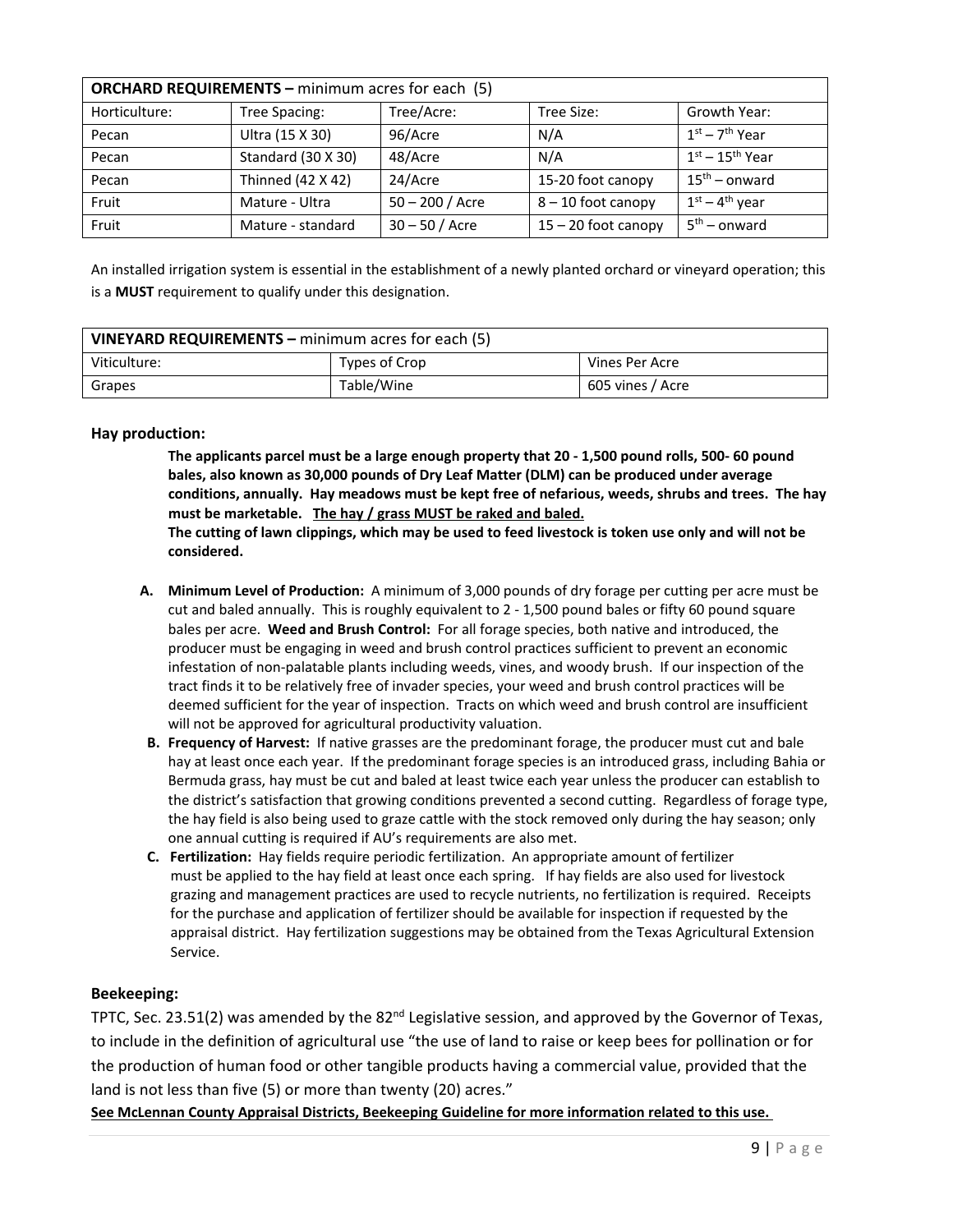| **ORCHARD REQUIREMENTS –** minimum acres for each (5) | | | | |
|---|---|---|---|---|
| Horticulture: | Tree Spacing: | Tree/Acre: | Tree Size: | Growth Year: |
| Pecan | Ultra (15 X 30) | 96/Acre | N/A | 1st – 7th Year |
| Pecan | Standard (30 X 30) | 48/Acre | N/A | 1st – 15th Year |
| Pecan | Thinned (42 X 42) | 24/Acre | 15-20 foot canopy | 15th – onward |
| Fruit | Mature - Ultra | 50 – 200 / Acre | 8 – 10 foot canopy | 1st – 4th year |
| Fruit | Mature - standard | 30 – 50 / Acre | 15 – 20 foot canopy | 5th – onward |

An installed irrigation system is essential in the establishment of a newly planted orchard or vineyard operation; this is a **MUST** requirement to qualify under this designation.

| **VINEYARD REQUIREMENTS –** minimum acres for each (5) | | |
|---|---|---|
| Viticulture: | Types of Crop | Vines Per Acre |
| Grapes | Table/Wine | 605 vines / Acre |

### Hay production:

**The applicants parcel must be a large enough property that 20 - 1,500 pound rolls, 500- 60 pound bales, also known as 30,000 pounds of Dry Leaf Matter (DLM) can be produced under average conditions, annually. Hay meadows must be kept free of nefarious, weeds, shrubs and trees. The hay must be marketable. <u>The hay / grass MUST be raked and baled.</u>**

**The cutting of lawn clippings, which may be used to feed livestock is token use only and will not be considered.**

A. **Minimum Level of Production:** A minimum of 3,000 pounds of dry forage per cutting per acre must be cut and baled annually. This is roughly equivalent to 2 - 1,500 pound bales or fifty 60 pound square bales per acre. **Weed and Brush Control:** For all forage species, both native and introduced, the producer must be engaging in weed and brush control practices sufficient to prevent an economic infestation of non-palatable plants including weeds, vines, and woody brush. If our inspection of the tract finds it to be relatively free of invader species, your weed and brush control practices will be deemed sufficient for the year of inspection. Tracts on which weed and brush control are insufficient will not be approved for agricultural productivity valuation.

B. **Frequency of Harvest:** If native grasses are the predominant forage, the producer must cut and bale hay at least once each year. If the predominant forage species is an introduced grass, including Bahia or Bermuda grass, hay must be cut and baled at least twice each year unless the producer can establish to the district's satisfaction that growing conditions prevented a second cutting. Regardless of forage type, the hay field is also being used to graze cattle with the stock removed only during the hay season; only one annual cutting is required if AU's requirements are also met.

C. **Fertilization:** Hay fields require periodic fertilization. An appropriate amount of fertilizer must be applied to the hay field at least once each spring. If hay fields are also used for livestock grazing and management practices are used to recycle nutrients, no fertilization is required. Receipts for the purchase and application of fertilizer should be available for inspection if requested by the appraisal district. Hay fertilization suggestions may be obtained from the Texas Agricultural Extension Service.

### Beekeeping:

TPTC, Sec. 23.51(2) was amended by the 82nd Legislative session, and approved by the Governor of Texas, to include in the definition of agricultural use "the use of land to raise or keep bees for pollination or for the production of human food or other tangible products having a commercial value, provided that the land is not less than five (5) or more than twenty (20) acres."

**<u>See McLennan County Appraisal Districts, Beekeeping Guideline for more information related to this use.</u>**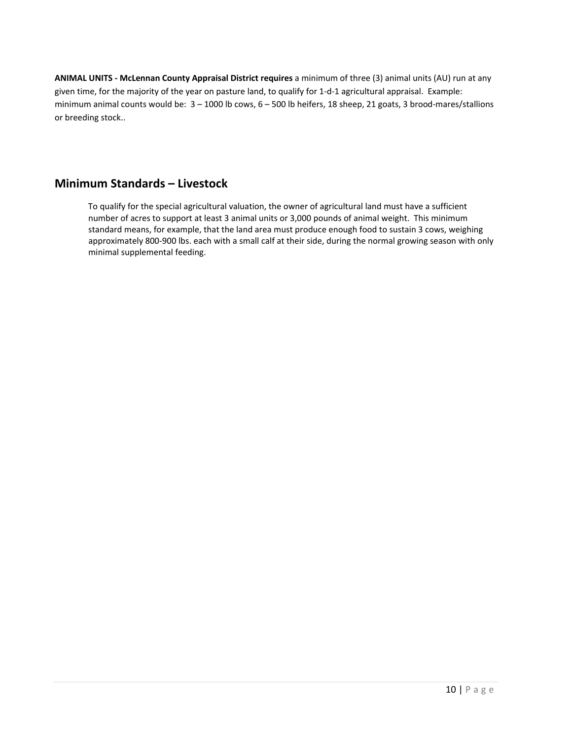**ANIMAL UNITS - McLennan County Appraisal District requires** a minimum of three (3) animal units (AU) run at any given time, for the majority of the year on pasture land, to qualify for 1-d-1 agricultural appraisal. Example: minimum animal counts would be: 3 – 1000 lb cows, 6 – 500 lb heifers, 18 sheep, 21 goats, 3 brood-mares/stallions or breeding stock..

## Minimum Standards – Livestock

To qualify for the special agricultural valuation, the owner of agricultural land must have a sufficient number of acres to support at least 3 animal units or 3,000 pounds of animal weight. This minimum standard means, for example, that the land area must produce enough food to sustain 3 cows, weighing approximately 800-900 lbs. each with a small calf at their side, during the normal growing season with only minimal supplemental feeding.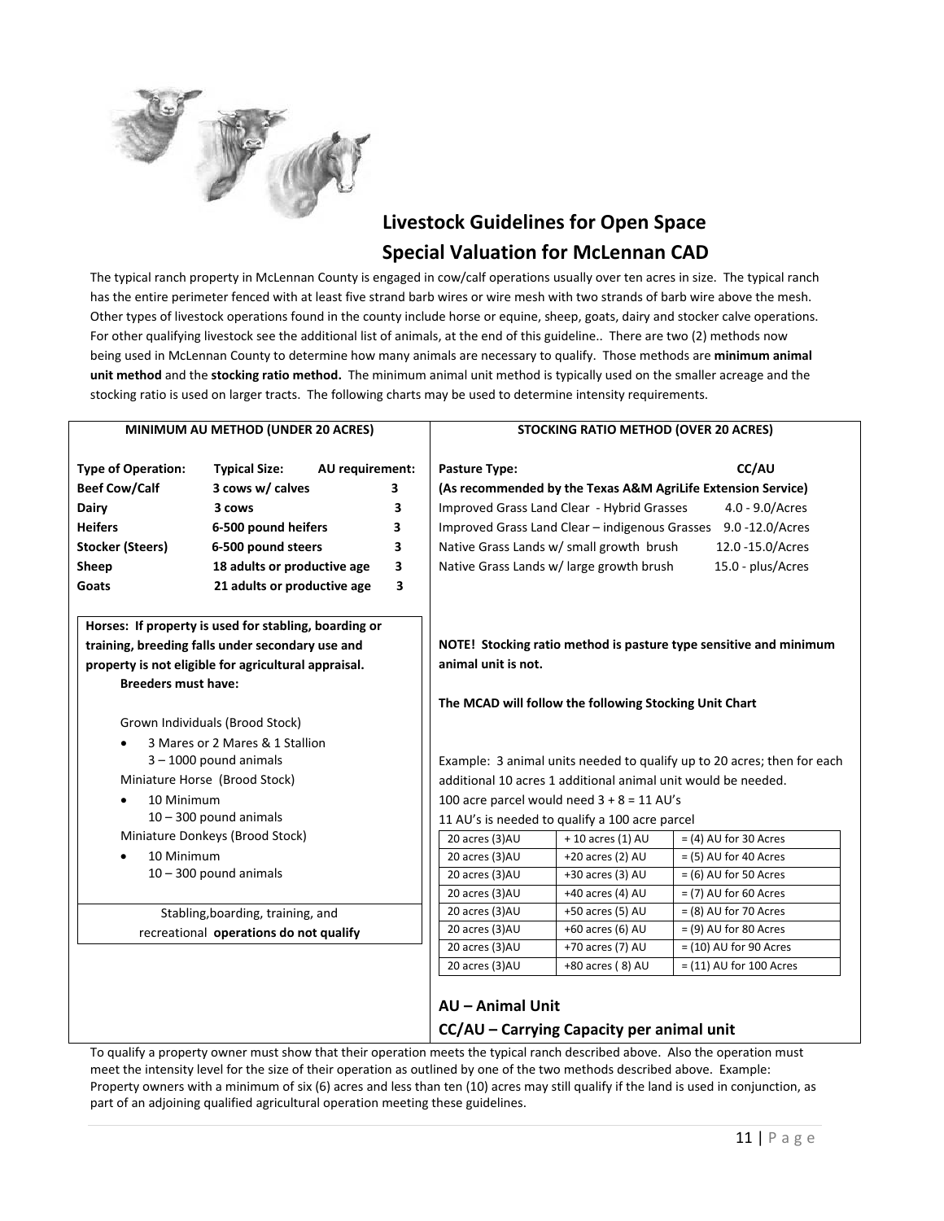# Livestock Guidelines for Open Space Special Valuation for McLennan CAD

The typical ranch property in McLennan County is engaged in cow/calf operations usually over ten acres in size. The typical ranch has the entire perimeter fenced with at least five strand barb wires or wire mesh with two strands of barb wire above the mesh. Other types of livestock operations found in the county include horse or equine, sheep, goats, dairy and stocker calve operations. For other qualifying livestock see the additional list of animals, at the end of this guideline.. There are two (2) methods now being used in McLennan County to determine how many animals are necessary to qualify. Those methods are **minimum animal unit method** and the **stocking ratio method.** The minimum animal unit method is typically used on the smaller acreage and the stocking ratio is used on larger tracts. The following charts may be used to determine intensity requirements.

**MINIMUM AU METHOD (UNDER 20 ACRES)**

| Type of Operation: | Typical Size: | AU requirement: |
|---|---|---|
| **Beef Cow/Calf** | **3 cows w/ calves** | **3** |
| **Dairy** | **3 cows** | **3** |
| **Heifers** | **6-500 pound heifers** | **3** |
| **Stocker (Steers)** | **6-500 pound steers** | **3** |
| **Sheep** | **18 adults or productive age** | **3** |
| **Goats** | **21 adults or productive age** | **3** |

**Horses: If property is used for stabling, boarding or training, breeding falls under secondary use and property is not eligible for agricultural appraisal.**

**Breeders must have:**

Grown Individuals (Brood Stock)

- 3 Mares or 2 Mares & 1 Stallion
  3 – 1000 pound animals

Miniature Horse (Brood Stock)

- 10 Minimum
  10 – 300 pound animals

Miniature Donkeys (Brood Stock)

- 10 Minimum
  10 – 300 pound animals

Stabling,boarding, training, and recreational **operations do not qualify**

**STOCKING RATIO METHOD (OVER 20 ACRES)**

| Pasture Type: | CC/AU |
|---|---|
| **(As recommended by the Texas A&M AgriLife Extension Service)** | |
| Improved Grass Land Clear - Hybrid Grasses | 4.0 - 9.0/Acres |
| Improved Grass Land Clear – indigenous Grasses | 9.0 -12.0/Acres |
| Native Grass Lands w/ small growth brush | 12.0 -15.0/Acres |
| Native Grass Lands w/ large growth brush | 15.0 - plus/Acres |

**NOTE! Stocking ratio method is pasture type sensitive and minimum animal unit is not.**

**The MCAD will follow the following Stocking Unit Chart**

Example: 3 animal units needed to qualify up to 20 acres; then for each additional 10 acres 1 additional animal unit would be needed.
100 acre parcel would need 3 + 8 = 11 AU's
11 AU's is needed to qualify a 100 acre parcel

| | | |
|---|---|---|
| 20 acres (3)AU | + 10 acres (1) AU | = (4) AU for 30 Acres |
| 20 acres (3)AU | +20 acres (2) AU | = (5) AU for 40 Acres |
| 20 acres (3)AU | +30 acres (3) AU | = (6) AU for 50 Acres |
| 20 acres (3)AU | +40 acres (4) AU | = (7) AU for 60 Acres |
| 20 acres (3)AU | +50 acres (5) AU | = (8) AU for 70 Acres |
| 20 acres (3)AU | +60 acres (6) AU | = (9) AU for 80 Acres |
| 20 acres (3)AU | +70 acres (7) AU | = (10) AU for 90 Acres |
| 20 acres (3)AU | +80 acres ( 8) AU | = (11) AU for 100 Acres |

**AU – Animal Unit**

**CC/AU – Carrying Capacity per animal unit**

To qualify a property owner must show that their operation meets the typical ranch described above. Also the operation must meet the intensity level for the size of their operation as outlined by one of the two methods described above. Example: Property owners with a minimum of six (6) acres and less than ten (10) acres may still qualify if the land is used in conjunction, as part of an adjoining qualified agricultural operation meeting these guidelines.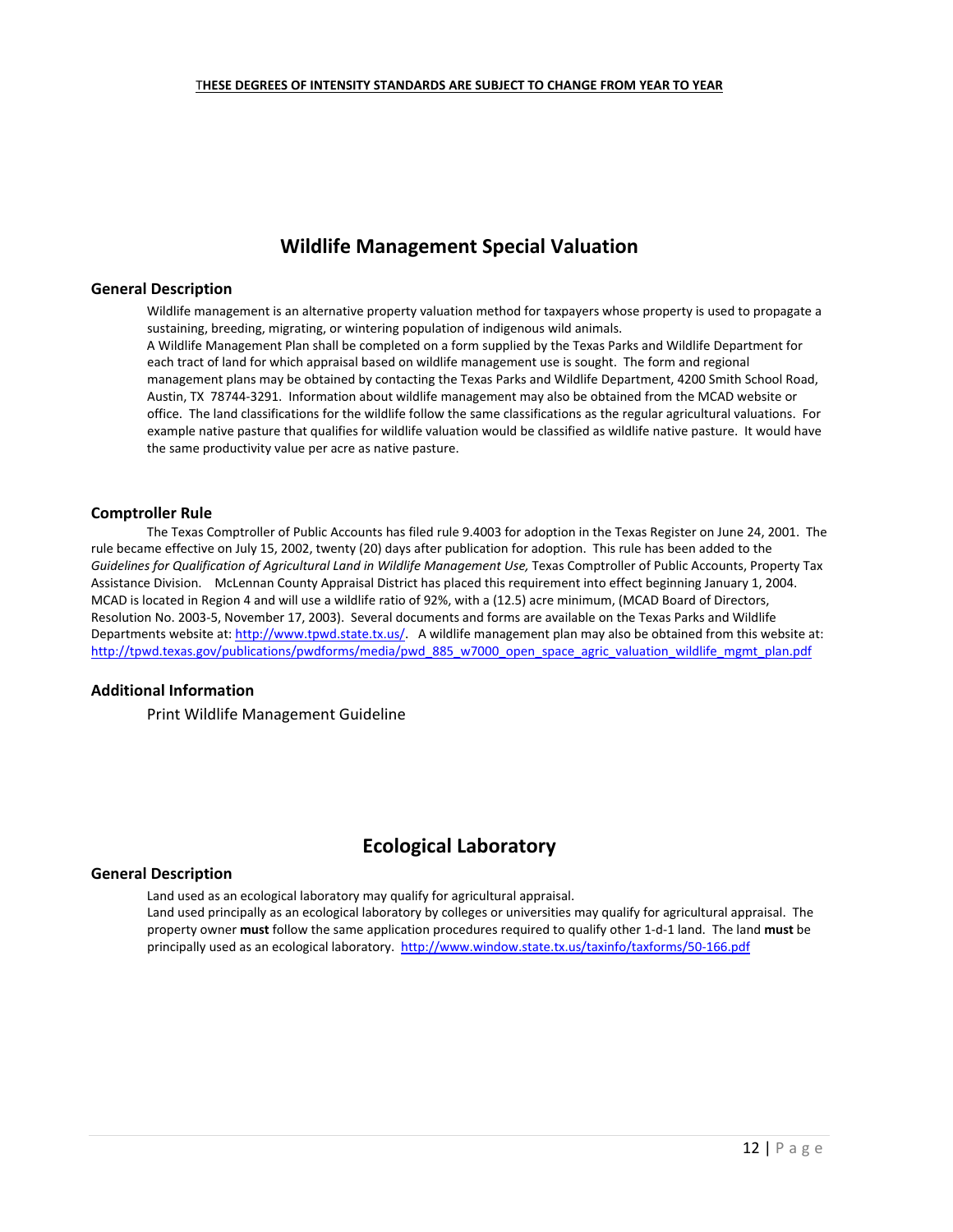**THESE DEGREES OF INTENSITY STANDARDS ARE SUBJECT TO CHANGE FROM YEAR TO YEAR**

# Wildlife Management Special Valuation

## General Description

Wildlife management is an alternative property valuation method for taxpayers whose property is used to propagate a sustaining, breeding, migrating, or wintering population of indigenous wild animals.

A Wildlife Management Plan shall be completed on a form supplied by the Texas Parks and Wildlife Department for each tract of land for which appraisal based on wildlife management use is sought. The form and regional management plans may be obtained by contacting the Texas Parks and Wildlife Department, 4200 Smith School Road, Austin, TX 78744-3291. Information about wildlife management may also be obtained from the MCAD website or office. The land classifications for the wildlife follow the same classifications as the regular agricultural valuations. For example native pasture that qualifies for wildlife valuation would be classified as wildlife native pasture. It would have the same productivity value per acre as native pasture.

## Comptroller Rule

The Texas Comptroller of Public Accounts has filed rule 9.4003 for adoption in the Texas Register on June 24, 2001. The rule became effective on July 15, 2002, twenty (20) days after publication for adoption. This rule has been added to the *Guidelines for Qualification of Agricultural Land in Wildlife Management Use,* Texas Comptroller of Public Accounts, Property Tax Assistance Division. McLennan County Appraisal District has placed this requirement into effect beginning January 1, 2004. MCAD is located in Region 4 and will use a wildlife ratio of 92%, with a (12.5) acre minimum, (MCAD Board of Directors, Resolution No. 2003-5, November 17, 2003). Several documents and forms are available on the Texas Parks and Wildlife Departments website at: http://www.tpwd.state.tx.us/. A wildlife management plan may also be obtained from this website at: http://tpwd.texas.gov/publications/pwdforms/media/pwd_885_w7000_open_space_agric_valuation_wildlife_mgmt_plan.pdf

## Additional Information

Print Wildlife Management Guideline

# Ecological Laboratory

## General Description

Land used as an ecological laboratory may qualify for agricultural appraisal.

Land used principally as an ecological laboratory by colleges or universities may qualify for agricultural appraisal. The property owner **must** follow the same application procedures required to qualify other 1-d-1 land. The land **must** be principally used as an ecological laboratory. http://www.window.state.tx.us/taxinfo/taxforms/50-166.pdf